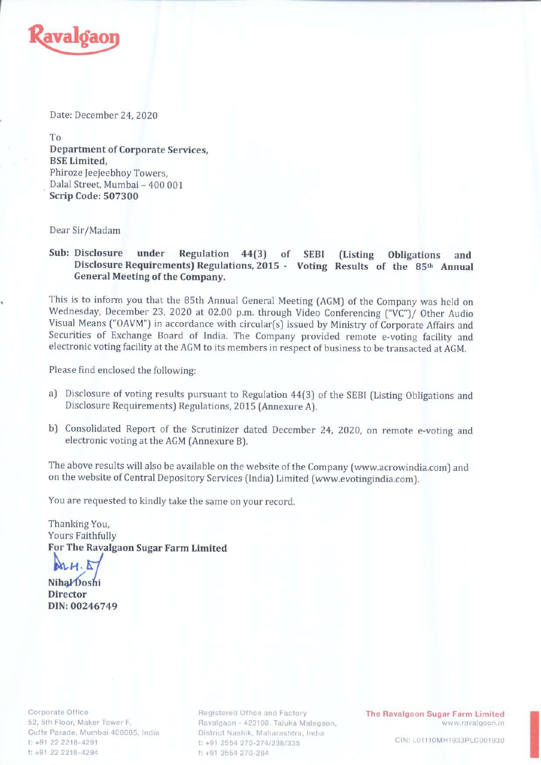Date: December 24, 2020

To
**Department of Corporate Services,**
**BSE Limited,**
Phiroze Jeejeebhoy Towers,
Dalal Street, Mumbai – 400 001
**Scrip Code: 507300**

Dear Sir/Madam

**Sub: Disclosure under Regulation 44(3) of SEBI (Listing Obligations and Disclosure Requirements) Regulations, 2015 - Voting Results of the 85th Annual General Meeting of the Company.**

This is to inform you that the 85th Annual General Meeting (AGM) of the Company was held on Wednesday, December 23, 2020 at 02.00 p.m. through Video Conferencing ("VC")/ Other Audio Visual Means ("OAVM") in accordance with circular(s) issued by Ministry of Corporate Affairs and Securities of Exchange Board of India. The Company provided remote e-voting facility and electronic voting facility at the AGM to its members in respect of business to be transacted at AGM.

Please find enclosed the following:

a) Disclosure of voting results pursuant to Regulation 44(3) of the SEBI (Listing Obligations and Disclosure Requirements) Regulations, 2015 (Annexure A).

b) Consolidated Report of the Scrutinizer dated December 24, 2020, on remote e-voting and electronic voting at the AGM (Annexure B).

The above results will also be available on the website of the Company (www.acrowindia.com) and on the website of Central Depository Services (India) Limited (www.evotingindia.com).

You are requested to kindly take the same on your record.

Thanking You,
Yours Faithfully
**For The Ravalgaon Sugar Farm Limited**

**Nihal Doshi**
**Director**
**DIN: 00246749**

Corporate Office
52, 5th Floor, Maker Tower F,
Cuffe Parade, Mumbai 400005, India
t: +91 22 2218-4291
f: +91 22 2218-4294

Registered Office and Factory
Ravalgaon - 423108, Taluka Malegaon,
District Nashik, Maharashtra, India
t: +91 2554 270-274/238/335
f: +91 2554 270-284

**The Ravalgaon Sugar Farm Limited**
www.ravalgaon.in

CIN: L01110MH1933PLC001930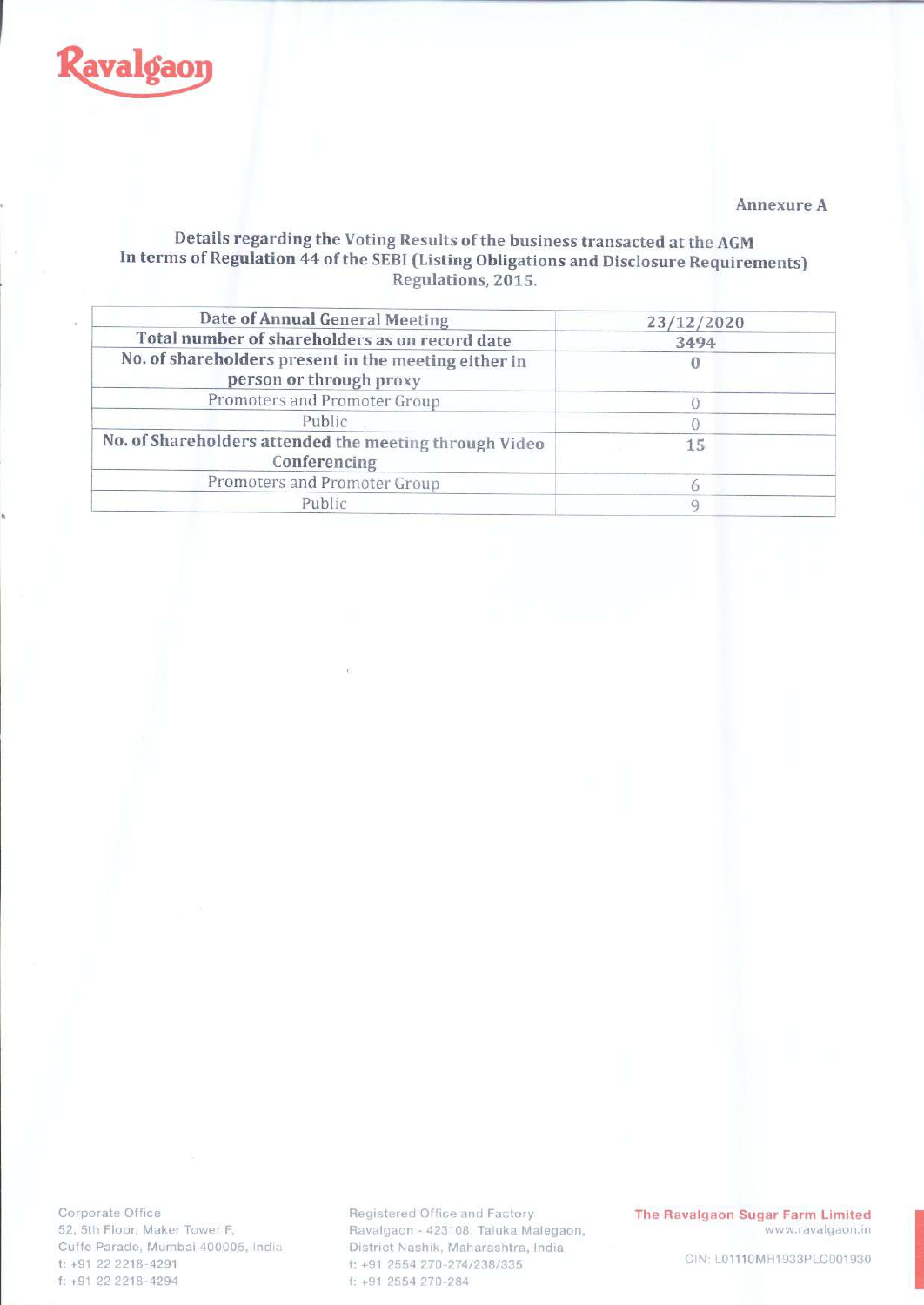Ravalgaon

Annexure A

**Details regarding the Voting Results of the business transacted at the AGM In terms of Regulation 44 of the SEBI (Listing Obligations and Disclosure Requirements) Regulations, 2015.**

| | |
|---|---|
| **Date of Annual General Meeting** | 23/12/2020 |
| **Total number of shareholders as on record date** | 3494 |
| **No. of shareholders present in the meeting either in person or through proxy** | 0 |
| Promoters and Promoter Group | 0 |
| Public | 0 |
| **No. of Shareholders attended the meeting through Video Conferencing** | 15 |
| Promoters and Promoter Group | 6 |
| Public | 9 |

Corporate Office
52, 5th Floor, Maker Tower F,
Cuffe Parade, Mumbai 400005, India
t: +91 22 2218-4291
f: +91 22 2218-4294

Registered Office and Factory
Ravalgaon - 423108, Taluka Malegaon,
District Nashik, Maharashtra, India
t: +91 2554 270-274/238/335
f: +91 2554 270-284

The Ravalgaon Sugar Farm Limited
www.ravalgaon.in

CIN: L01110MH1933PLC001930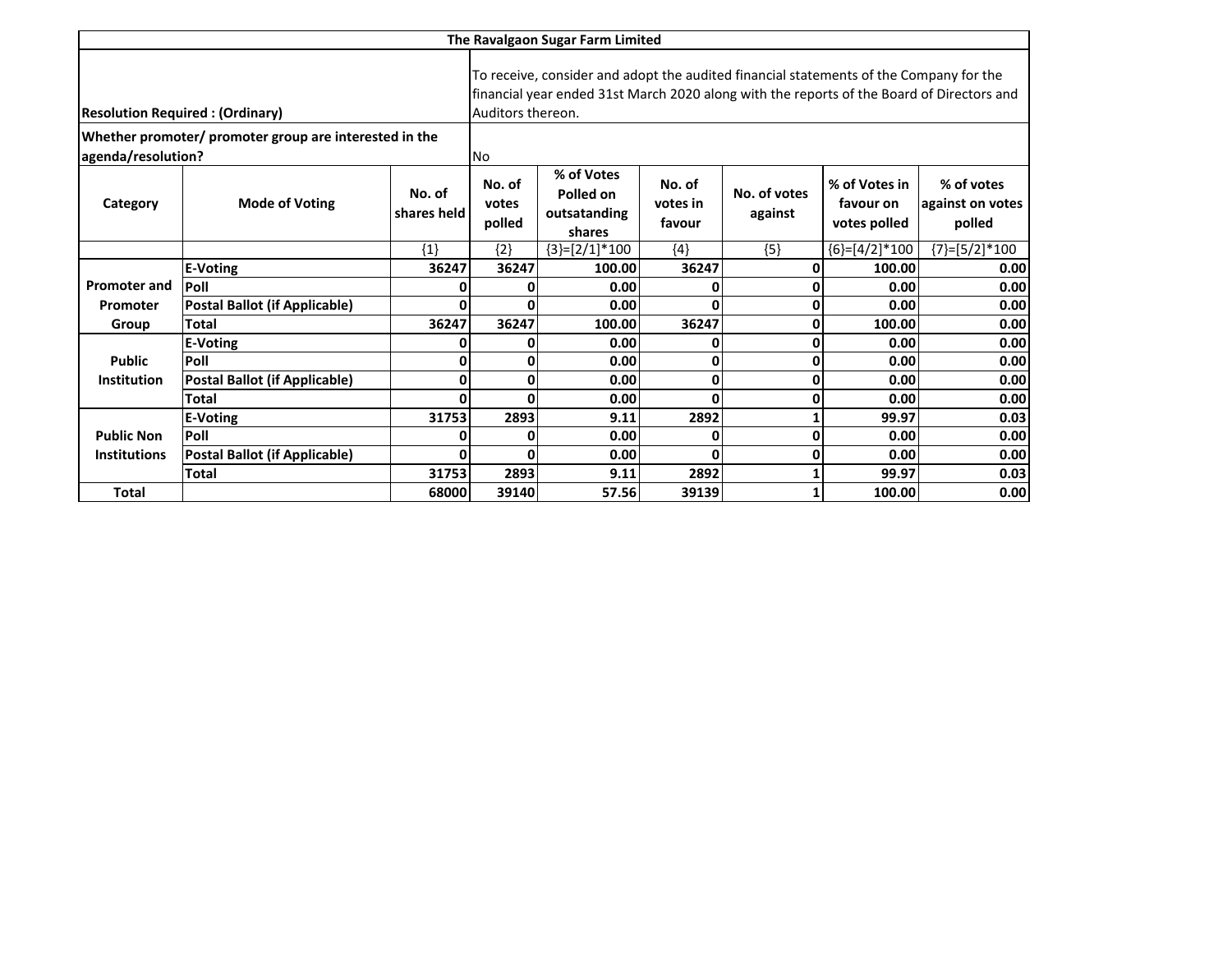| The Ravalgaon Sugar Farm Limited | | | | | | | | |
|---|---|---|---|---|---|---|---|---|
| **Resolution Required : (Ordinary)** | | | To receive, consider and adopt the audited financial statements of the Company for the financial year ended 31st March 2020 along with the reports of the Board of Directors and Auditors thereon. | | | | | |
| **Whether promoter/ promoter group are interested in the agenda/resolution?** | | | No | | | | | |
| **Category** | **Mode of Voting** | **No. of shares held** | **No. of votes polled** | **% of Votes Polled on outsatanding shares** | **No. of votes in favour** | **No. of votes against** | **% of Votes in favour on votes polled** | **% of votes against on votes polled** |
| | | {1} | {2} | {3}=[2/1]*100 | {4} | {5} | {6}=[4/2]*100 | {7}=[5/2]*100 |
| **Promoter and Promoter Group** | **E-Voting** | **36247** | **36247** | **100.00** | **36247** | **0** | **100.00** | **0.00** |
| | **Poll** | **0** | **0** | **0.00** | **0** | **0** | **0.00** | **0.00** |
| | **Postal Ballot (if Applicable)** | **0** | **0** | **0.00** | **0** | **0** | **0.00** | **0.00** |
| | **Total** | **36247** | **36247** | **100.00** | **36247** | **0** | **100.00** | **0.00** |
| **Public Institution** | **E-Voting** | **0** | **0** | **0.00** | **0** | **0** | **0.00** | **0.00** |
| | **Poll** | **0** | **0** | **0.00** | **0** | **0** | **0.00** | **0.00** |
| | **Postal Ballot (if Applicable)** | **0** | **0** | **0.00** | **0** | **0** | **0.00** | **0.00** |
| | **Total** | **0** | **0** | **0.00** | **0** | **0** | **0.00** | **0.00** |
| **Public Non Institutions** | **E-Voting** | **31753** | **2893** | **9.11** | **2892** | **1** | **99.97** | **0.03** |
| | **Poll** | **0** | **0** | **0.00** | **0** | **0** | **0.00** | **0.00** |
| | **Postal Ballot (if Applicable)** | **0** | **0** | **0.00** | **0** | **0** | **0.00** | **0.00** |
| | **Total** | **31753** | **2893** | **9.11** | **2892** | **1** | **99.97** | **0.03** |
| **Total** | | **68000** | **39140** | **57.56** | **39139** | **1** | **100.00** | **0.00** |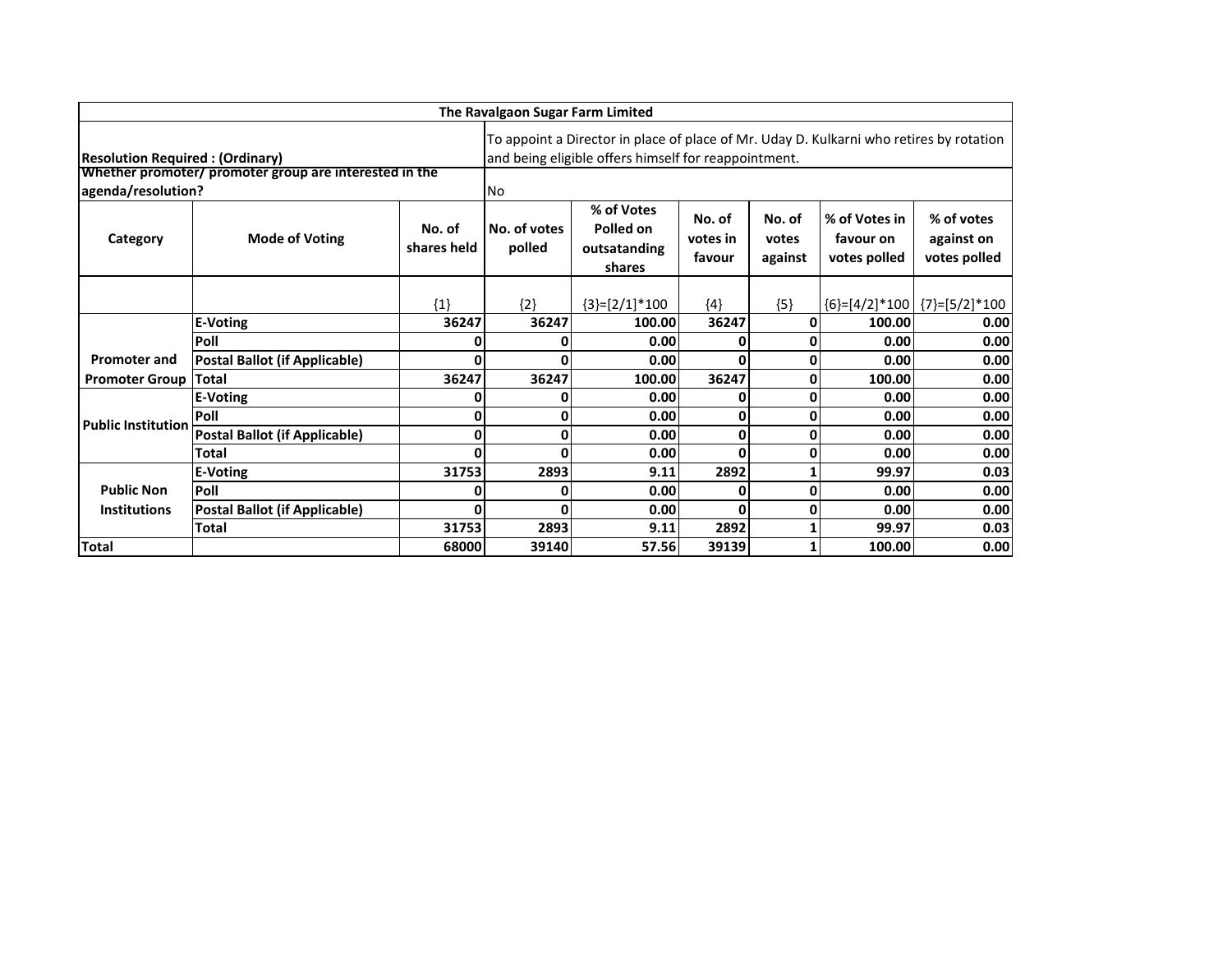| The Ravalgaon Sugar Farm Limited | | | | | | | | |
|---|---|---|---|---|---|---|---|---|
| **Resolution Required : (Ordinary)** | | | To appoint a Director in place of place of Mr. Uday D. Kulkarni who retires by rotation and being eligible offers himself for reappointment. | | | | | |
| **Whether promoter/ promoter group are interested in the agenda/resolution?** | | | No | | | | | |
| **Category** | **Mode of Voting** | **No. of shares held** | **No. of votes polled** | **% of Votes Polled on outsatanding shares** | **No. of votes in favour** | **No. of votes against** | **% of Votes in favour on votes polled** | **% of votes against on votes polled** |
| | | {1} | {2} | {3}=[2/1]*100 | {4} | {5} | {6}=[4/2]*100 | {7}=[5/2]*100 |
| **Promoter and Promoter Group** | **E-Voting** | **36247** | **36247** | **100.00** | **36247** | **0** | **100.00** | **0.00** |
| | **Poll** | **0** | **0** | **0.00** | **0** | **0** | **0.00** | **0.00** |
| | **Postal Ballot (if Applicable)** | **0** | **0** | **0.00** | **0** | **0** | **0.00** | **0.00** |
| | **Total** | **36247** | **36247** | **100.00** | **36247** | **0** | **100.00** | **0.00** |
| **Public Institution** | **E-Voting** | **0** | **0** | **0.00** | **0** | **0** | **0.00** | **0.00** |
| | **Poll** | **0** | **0** | **0.00** | **0** | **0** | **0.00** | **0.00** |
| | **Postal Ballot (if Applicable)** | **0** | **0** | **0.00** | **0** | **0** | **0.00** | **0.00** |
| | **Total** | **0** | **0** | **0.00** | **0** | **0** | **0.00** | **0.00** |
| **Public Non Institutions** | **E-Voting** | **31753** | **2893** | **9.11** | **2892** | **1** | **99.97** | **0.03** |
| | **Poll** | **0** | **0** | **0.00** | **0** | **0** | **0.00** | **0.00** |
| | **Postal Ballot (if Applicable)** | **0** | **0** | **0.00** | **0** | **0** | **0.00** | **0.00** |
| | **Total** | **31753** | **2893** | **9.11** | **2892** | **1** | **99.97** | **0.03** |
| **Total** | | **68000** | **39140** | **57.56** | **39139** | **1** | **100.00** | **0.00** |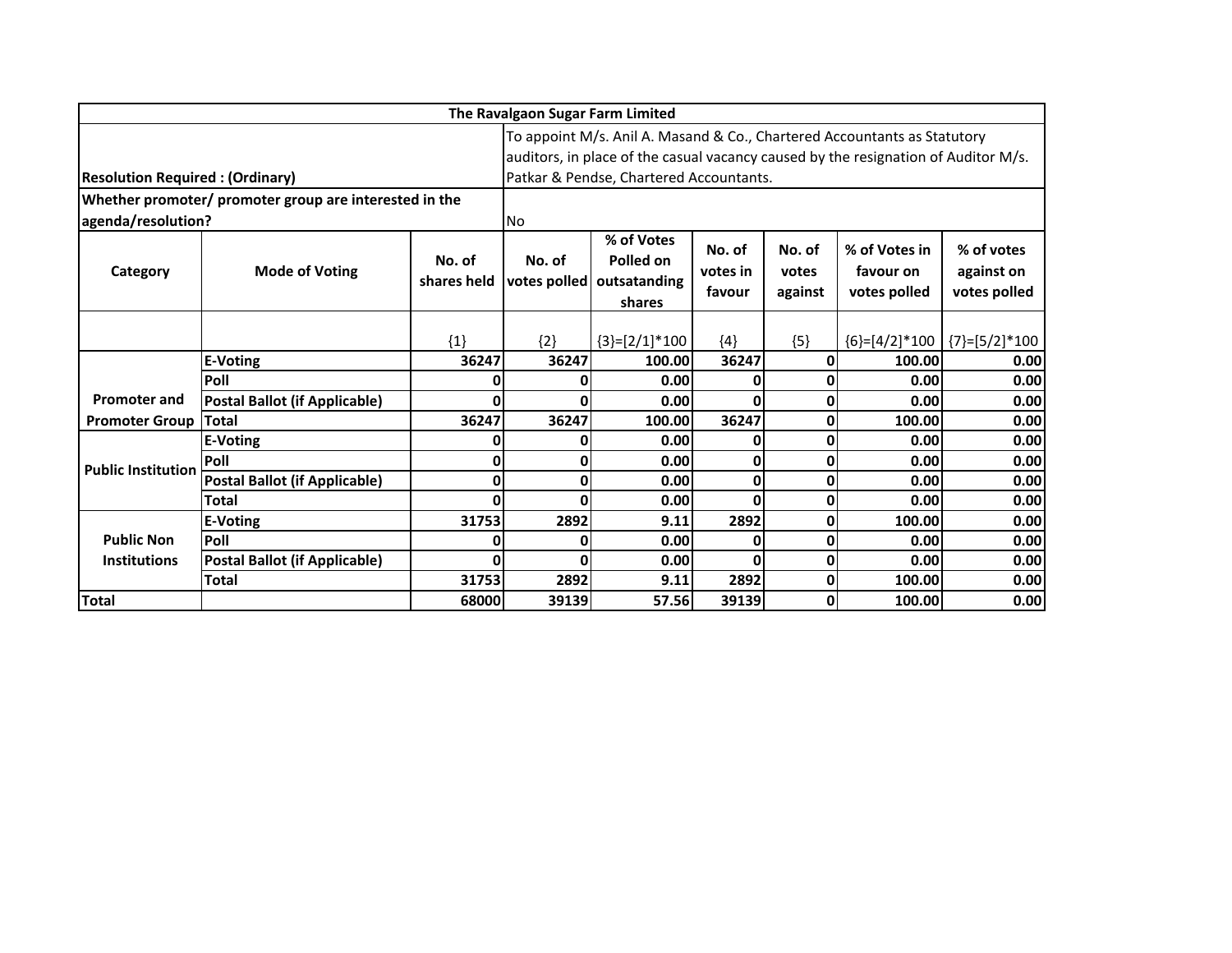| The Ravalgaon Sugar Farm Limited | | | | | | | | |
|---|---|---|---|---|---|---|---|---|
| **Resolution Required : (Ordinary)** | | | To appoint M/s. Anil A. Masand & Co., Chartered Accountants as Statutory auditors, in place of the casual vacancy caused by the resignation of Auditor M/s. Patkar & Pendse, Chartered Accountants. | | | | | |
| **Whether promoter/ promoter group are interested in the agenda/resolution?** | | | No | | | | | |
| **Category** | **Mode of Voting** | **No. of shares held** | **No. of votes polled** | **% of Votes Polled on outsatanding shares** | **No. of votes in favour** | **No. of votes against** | **% of Votes in favour on votes polled** | **% of votes against on votes polled** |
| | | {1} | {2} | {3}=[2/1]*100 | {4} | {5} | {6}=[4/2]*100 | {7}=[5/2]*100 |
| **Promoter and Promoter Group** | **E-Voting** | **36247** | **36247** | **100.00** | **36247** | **0** | **100.00** | **0.00** |
| | **Poll** | **0** | **0** | **0.00** | **0** | **0** | **0.00** | **0.00** |
| | **Postal Ballot (if Applicable)** | **0** | **0** | **0.00** | **0** | **0** | **0.00** | **0.00** |
| | **Total** | **36247** | **36247** | **100.00** | **36247** | **0** | **100.00** | **0.00** |
| **Public Institution** | **E-Voting** | **0** | **0** | **0.00** | **0** | **0** | **0.00** | **0.00** |
| | **Poll** | **0** | **0** | **0.00** | **0** | **0** | **0.00** | **0.00** |
| | **Postal Ballot (if Applicable)** | **0** | **0** | **0.00** | **0** | **0** | **0.00** | **0.00** |
| | **Total** | **0** | **0** | **0.00** | **0** | **0** | **0.00** | **0.00** |
| **Public Non Institutions** | **E-Voting** | **31753** | **2892** | **9.11** | **2892** | **0** | **100.00** | **0.00** |
| | **Poll** | **0** | **0** | **0.00** | **0** | **0** | **0.00** | **0.00** |
| | **Postal Ballot (if Applicable)** | **0** | **0** | **0.00** | **0** | **0** | **0.00** | **0.00** |
| | **Total** | **31753** | **2892** | **9.11** | **2892** | **0** | **100.00** | **0.00** |
| **Total** | | **68000** | **39139** | **57.56** | **39139** | **0** | **100.00** | **0.00** |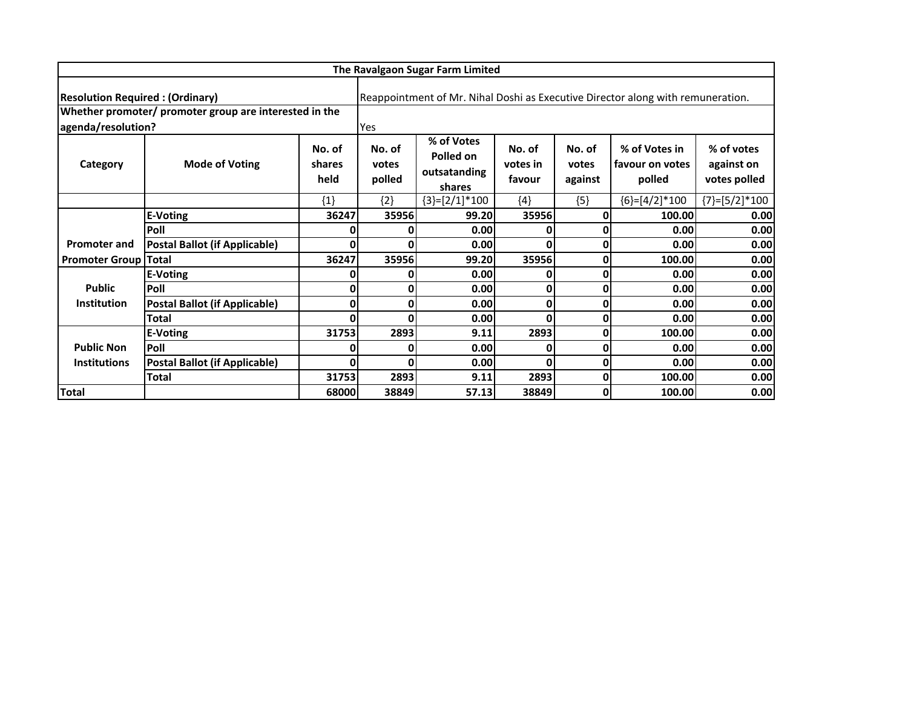| The Ravalgaon Sugar Farm Limited | | | | | | | | |
|---|---|---|---|---|---|---|---|---|
| **Resolution Required : (Ordinary)** | | | Reappointment of Mr. Nihal Doshi as Executive Director along with remuneration. | | | | | |
| **Whether promoter/ promoter group are interested in the agenda/resolution?** | | | Yes | | | | | |
| **Category** | **Mode of Voting** | **No. of shares held** | **No. of votes polled** | **% of Votes Polled on outsatanding shares** | **No. of votes in favour** | **No. of votes against** | **% of Votes in favour on votes polled** | **% of votes against on votes polled** |
| | | {1} | {2} | {3}=[2/1]*100 | {4} | {5} | {6}=[4/2]*100 | {7}=[5/2]*100 |
| **Promoter and Promoter Group** | **E-Voting** | **36247** | **35956** | **99.20** | **35956** | **0** | **100.00** | **0.00** |
| | **Poll** | **0** | **0** | **0.00** | **0** | **0** | **0.00** | **0.00** |
| | **Postal Ballot (if Applicable)** | **0** | **0** | **0.00** | **0** | **0** | **0.00** | **0.00** |
| | **Total** | **36247** | **35956** | **99.20** | **35956** | **0** | **100.00** | **0.00** |
| **Public Institution** | **E-Voting** | **0** | **0** | **0.00** | **0** | **0** | **0.00** | **0.00** |
| | **Poll** | **0** | **0** | **0.00** | **0** | **0** | **0.00** | **0.00** |
| | **Postal Ballot (if Applicable)** | **0** | **0** | **0.00** | **0** | **0** | **0.00** | **0.00** |
| | **Total** | **0** | **0** | **0.00** | **0** | **0** | **0.00** | **0.00** |
| **Public Non Institutions** | **E-Voting** | **31753** | **2893** | **9.11** | **2893** | **0** | **100.00** | **0.00** |
| | **Poll** | **0** | **0** | **0.00** | **0** | **0** | **0.00** | **0.00** |
| | **Postal Ballot (if Applicable)** | **0** | **0** | **0.00** | **0** | **0** | **0.00** | **0.00** |
| | **Total** | **31753** | **2893** | **9.11** | **2893** | **0** | **100.00** | **0.00** |
| **Total** | | **68000** | **38849** | **57.13** | **38849** | **0** | **100.00** | **0.00** |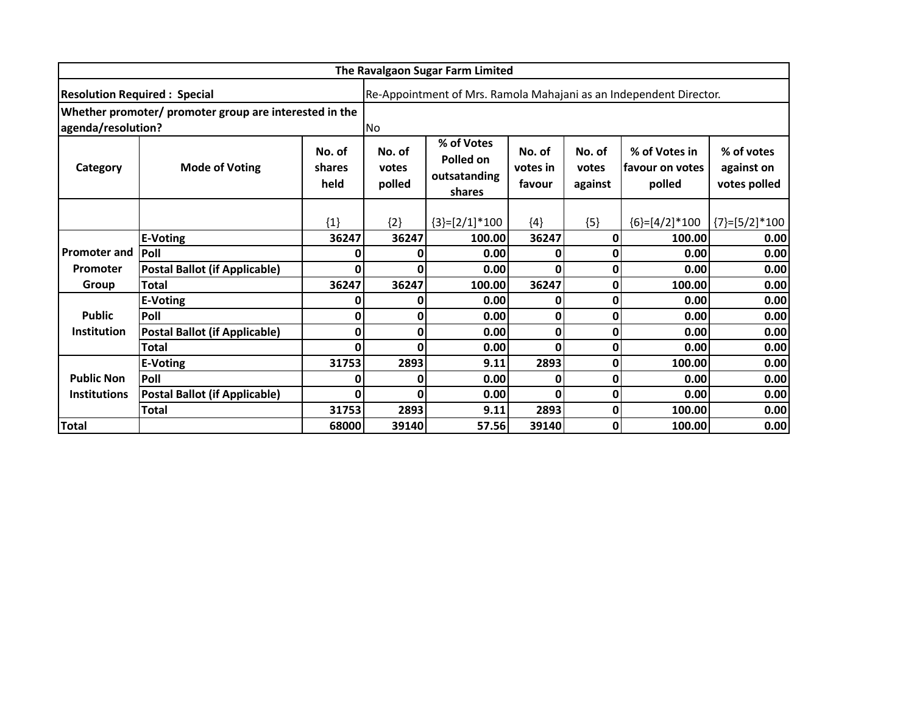| The Ravalgaon Sugar Farm Limited | | | | | | | | |
|---|---|---|---|---|---|---|---|---|
| **Resolution Required : Special** | | | Re-Appointment of Mrs. Ramola Mahajani as an Independent Director. | | | | | |
| **Whether promoter/ promoter group are interested in the agenda/resolution?** | | | No | | | | | |
| **Category** | **Mode of Voting** | **No. of shares held** | **No. of votes polled** | **% of Votes Polled on outsatanding shares** | **No. of votes in favour** | **No. of votes against** | **% of Votes in favour on votes polled** | **% of votes against on votes polled** |
| | | {1} | {2} | {3}=[2/1]*100 | {4} | {5} | {6}=[4/2]*100 | {7}=[5/2]*100 |
| **Promoter and Promoter Group** | **E-Voting** | **36247** | **36247** | **100.00** | **36247** | **0** | **100.00** | **0.00** |
| | **Poll** | **0** | **0** | **0.00** | **0** | **0** | **0.00** | **0.00** |
| | **Postal Ballot (if Applicable)** | **0** | **0** | **0.00** | **0** | **0** | **0.00** | **0.00** |
| | **Total** | **36247** | **36247** | **100.00** | **36247** | **0** | **100.00** | **0.00** |
| **Public Institution** | **E-Voting** | **0** | **0** | **0.00** | **0** | **0** | **0.00** | **0.00** |
| | **Poll** | **0** | **0** | **0.00** | **0** | **0** | **0.00** | **0.00** |
| | **Postal Ballot (if Applicable)** | **0** | **0** | **0.00** | **0** | **0** | **0.00** | **0.00** |
| | **Total** | **0** | **0** | **0.00** | **0** | **0** | **0.00** | **0.00** |
| **Public Non Institutions** | **E-Voting** | **31753** | **2893** | **9.11** | **2893** | **0** | **100.00** | **0.00** |
| | **Poll** | **0** | **0** | **0.00** | **0** | **0** | **0.00** | **0.00** |
| | **Postal Ballot (if Applicable)** | **0** | **0** | **0.00** | **0** | **0** | **0.00** | **0.00** |
| | **Total** | **31753** | **2893** | **9.11** | **2893** | **0** | **100.00** | **0.00** |
| **Total** | | **68000** | **39140** | **57.56** | **39140** | **0** | **100.00** | **0.00** |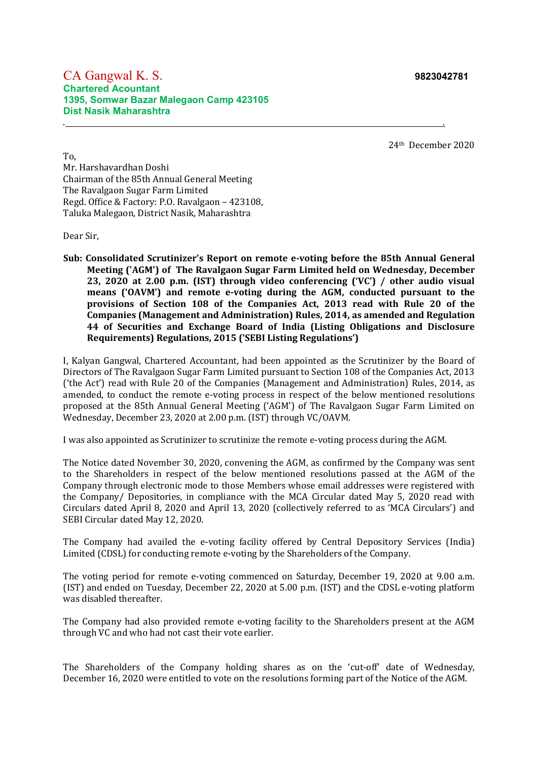CA Gangwal K. S.

**Chartered Acountant**
**1395, Somwar Bazar Malegaon Camp 423105**
**Dist Nasik Maharashtra**

**9823042781**

24th December 2020

To,
Mr. Harshavardhan Doshi
Chairman of the 85th Annual General Meeting
The Ravalgaon Sugar Farm Limited
Regd. Office & Factory: P.O. Ravalgaon – 423108,
Taluka Malegaon, District Nasik, Maharashtra

Dear Sir,

**Sub: Consolidated Scrutinizer's Report on remote e-voting before the 85th Annual General Meeting ('AGM') of The Ravalgaon Sugar Farm Limited held on Wednesday, December 23, 2020 at 2.00 p.m. (IST) through video conferencing ('VC') / other audio visual means ('OAVM') and remote e-voting during the AGM, conducted pursuant to the provisions of Section 108 of the Companies Act, 2013 read with Rule 20 of the Companies (Management and Administration) Rules, 2014, as amended and Regulation 44 of Securities and Exchange Board of India (Listing Obligations and Disclosure Requirements) Regulations, 2015 ('SEBI Listing Regulations')**

I, Kalyan Gangwal, Chartered Accountant, had been appointed as the Scrutinizer by the Board of Directors of The Ravalgaon Sugar Farm Limited pursuant to Section 108 of the Companies Act, 2013 ('the Act') read with Rule 20 of the Companies (Management and Administration) Rules, 2014, as amended, to conduct the remote e-voting process in respect of the below mentioned resolutions proposed at the 85th Annual General Meeting ('AGM') of The Ravalgaon Sugar Farm Limited on Wednesday, December 23, 2020 at 2.00 p.m. (IST) through VC/OAVM.

I was also appointed as Scrutinizer to scrutinize the remote e-voting process during the AGM.

The Notice dated November 30, 2020, convening the AGM, as confirmed by the Company was sent to the Shareholders in respect of the below mentioned resolutions passed at the AGM of the Company through electronic mode to those Members whose email addresses were registered with the Company/ Depositories, in compliance with the MCA Circular dated May 5, 2020 read with Circulars dated April 8, 2020 and April 13, 2020 (collectively referred to as 'MCA Circulars') and SEBI Circular dated May 12, 2020.

The Company had availed the e-voting facility offered by Central Depository Services (India) Limited (CDSL) for conducting remote e-voting by the Shareholders of the Company.

The voting period for remote e-voting commenced on Saturday, December 19, 2020 at 9.00 a.m. (IST) and ended on Tuesday, December 22, 2020 at 5.00 p.m. (IST) and the CDSL e-voting platform was disabled thereafter.

The Company had also provided remote e-voting facility to the Shareholders present at the AGM through VC and who had not cast their vote earlier.

The Shareholders of the Company holding shares as on the 'cut-off' date of Wednesday, December 16, 2020 were entitled to vote on the resolutions forming part of the Notice of the AGM.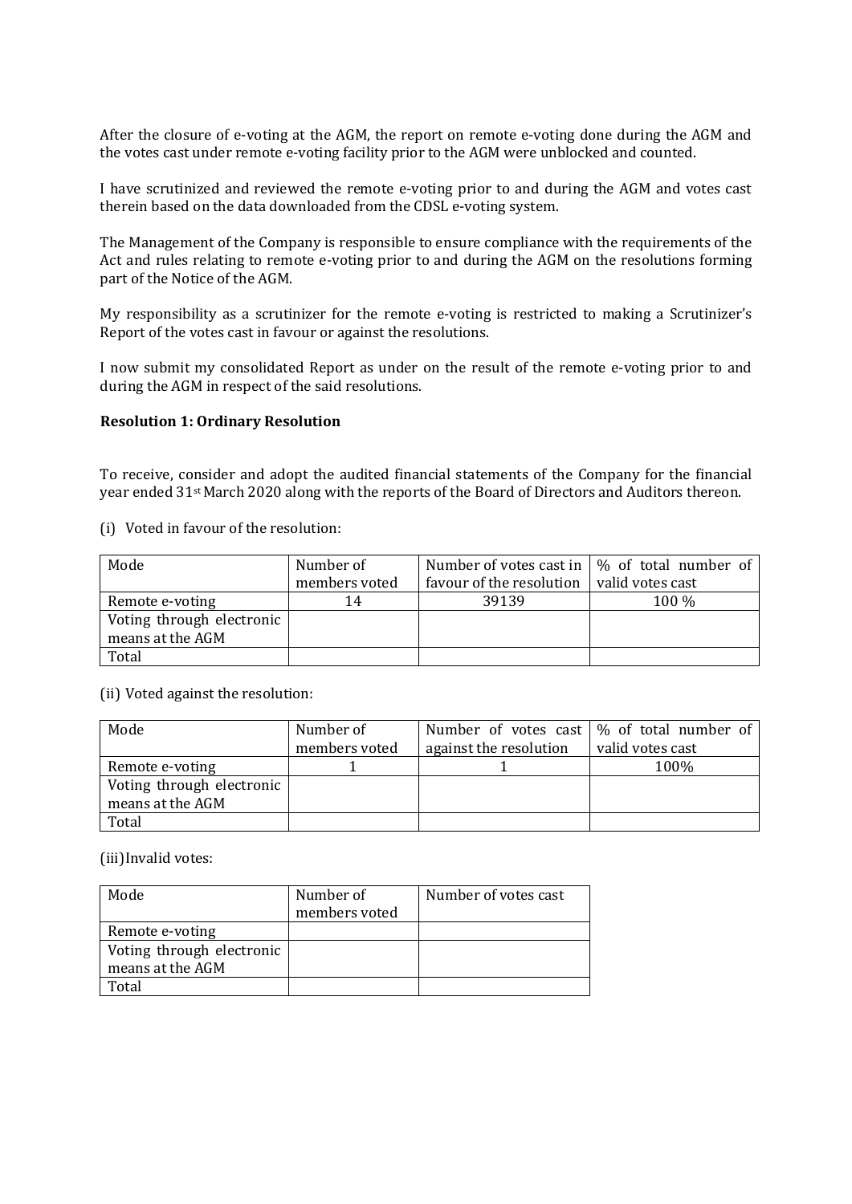After the closure of e-voting at the AGM, the report on remote e-voting done during the AGM and the votes cast under remote e-voting facility prior to the AGM were unblocked and counted.

I have scrutinized and reviewed the remote e-voting prior to and during the AGM and votes cast therein based on the data downloaded from the CDSL e-voting system.

The Management of the Company is responsible to ensure compliance with the requirements of the Act and rules relating to remote e-voting prior to and during the AGM on the resolutions forming part of the Notice of the AGM.

My responsibility as a scrutinizer for the remote e-voting is restricted to making a Scrutinizer's Report of the votes cast in favour or against the resolutions.

I now submit my consolidated Report as under on the result of the remote e-voting prior to and during the AGM in respect of the said resolutions.

**Resolution 1: Ordinary Resolution**

To receive, consider and adopt the audited financial statements of the Company for the financial year ended 31st March 2020 along with the reports of the Board of Directors and Auditors thereon.

(i) Voted in favour of the resolution:

| Mode | Number of members voted | Number of votes cast in favour of the resolution | % of total number of valid votes cast |
|---|---|---|---|
| Remote e-voting | 14 | 39139 | 100 % |
| Voting through electronic means at the AGM | | | |
| Total | | | |

(ii) Voted against the resolution:

| Mode | Number of members voted | Number of votes cast against the resolution | % of total number of valid votes cast |
|---|---|---|---|
| Remote e-voting | 1 | 1 | 100% |
| Voting through electronic means at the AGM | | | |
| Total | | | |

(iii) Invalid votes:

| Mode | Number of members voted | Number of votes cast |
|---|---|---|
| Remote e-voting | | |
| Voting through electronic means at the AGM | | |
| Total | | |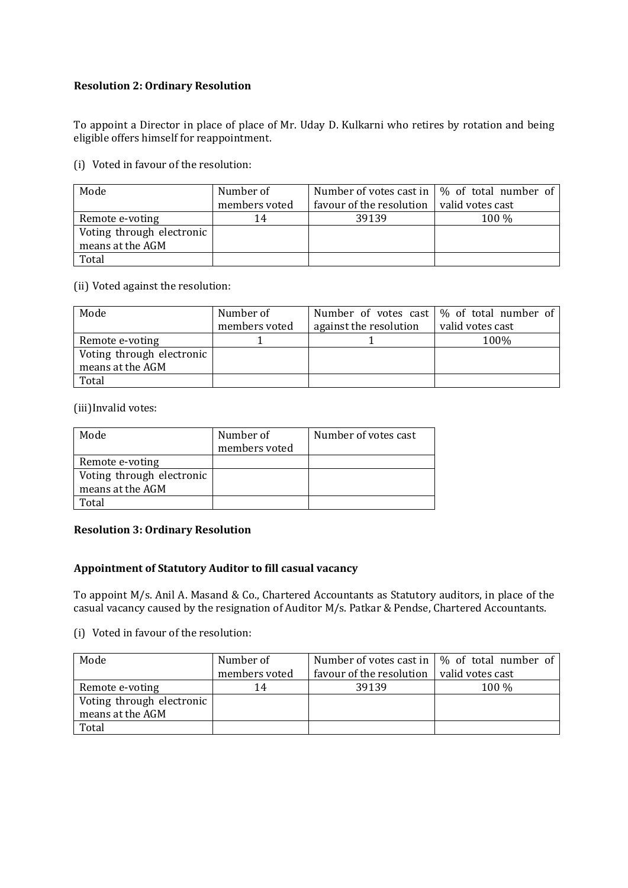**Resolution 2: Ordinary Resolution**

To appoint a Director in place of place of Mr. Uday D. Kulkarni who retires by rotation and being eligible offers himself for reappointment.

(i) Voted in favour of the resolution:

| Mode | Number of members voted | Number of votes cast in favour of the resolution | % of total number of valid votes cast |
|---|---|---|---|
| Remote e-voting | 14 | 39139 | 100 % |
| Voting through electronic means at the AGM | | | |
| Total | | | |

(ii) Voted against the resolution:

| Mode | Number of members voted | Number of votes cast against the resolution | % of total number of valid votes cast |
|---|---|---|---|
| Remote e-voting | 1 | 1 | 100% |
| Voting through electronic means at the AGM | | | |
| Total | | | |

(iii)Invalid votes:

| Mode | Number of members voted | Number of votes cast |
|---|---|---|
| Remote e-voting | | |
| Voting through electronic means at the AGM | | |
| Total | | |

**Resolution 3: Ordinary Resolution**

**Appointment of Statutory Auditor to fill casual vacancy**

To appoint M/s. Anil A. Masand & Co., Chartered Accountants as Statutory auditors, in place of the casual vacancy caused by the resignation of Auditor M/s. Patkar & Pendse, Chartered Accountants.

(i) Voted in favour of the resolution:

| Mode | Number of members voted | Number of votes cast in favour of the resolution | % of total number of valid votes cast |
|---|---|---|---|
| Remote e-voting | 14 | 39139 | 100 % |
| Voting through electronic means at the AGM | | | |
| Total | | | |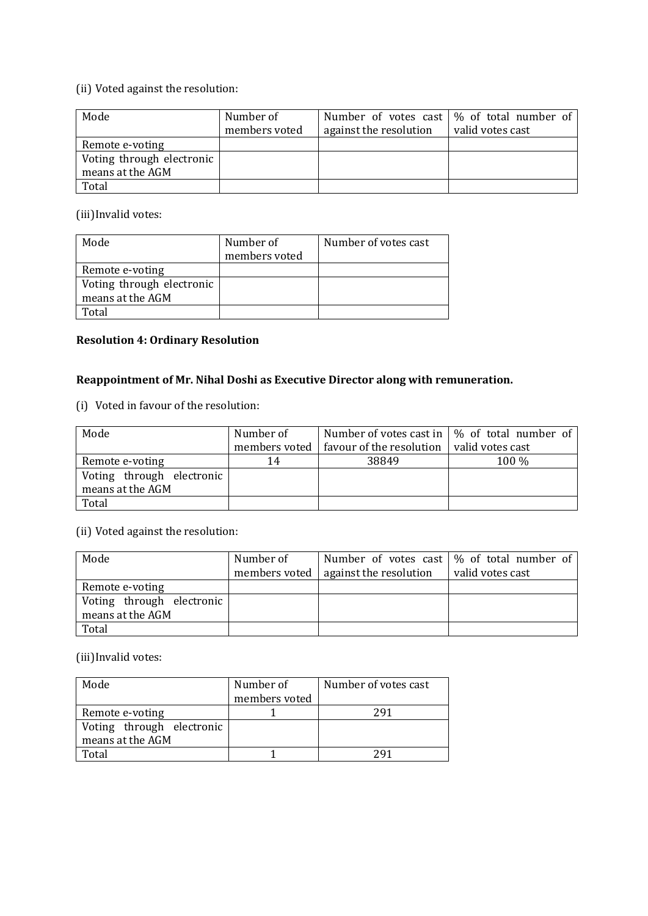(ii) Voted against the resolution:

| Mode | Number of members voted | Number of votes cast against the resolution | % of total number of valid votes cast |
|---|---|---|---|
| Remote e-voting | | | |
| Voting through electronic means at the AGM | | | |
| Total | | | |

(iii)Invalid votes:

| Mode | Number of members voted | Number of votes cast |
|---|---|---|
| Remote e-voting | | |
| Voting through electronic means at the AGM | | |
| Total | | |

**Resolution 4: Ordinary Resolution**

**Reappointment of Mr. Nihal Doshi as Executive Director along with remuneration.**

(i) Voted in favour of the resolution:

| Mode | Number of members voted | Number of votes cast in favour of the resolution | % of total number of valid votes cast |
|---|---|---|---|
| Remote e-voting | 14 | 38849 | 100 % |
| Voting through electronic means at the AGM | | | |
| Total | | | |

(ii) Voted against the resolution:

| Mode | Number of members voted | Number of votes cast against the resolution | % of total number of valid votes cast |
|---|---|---|---|
| Remote e-voting | | | |
| Voting through electronic means at the AGM | | | |
| Total | | | |

(iii)Invalid votes:

| Mode | Number of members voted | Number of votes cast |
|---|---|---|
| Remote e-voting | 1 | 291 |
| Voting through electronic means at the AGM | | |
| Total | 1 | 291 |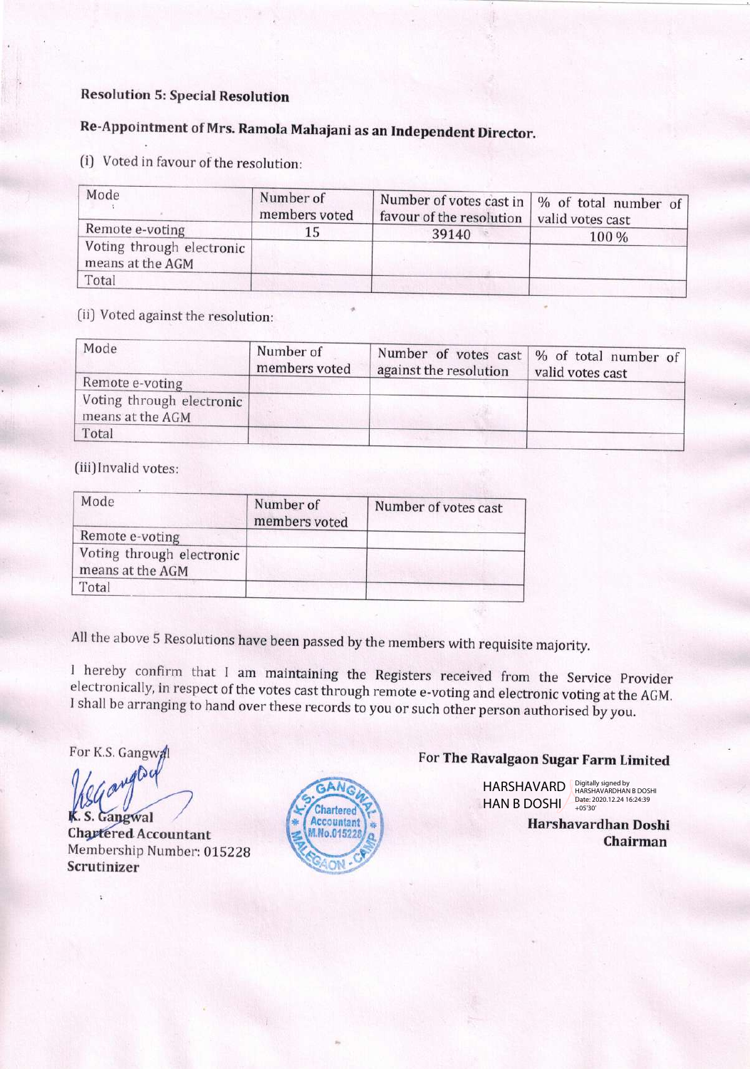**Resolution 5: Special Resolution**

**Re-Appointment of Mrs. Ramola Mahajani as an Independent Director.**

(i) Voted in favour of the resolution:

| Mode | Number of members voted | Number of votes cast in favour of the resolution | % of total number of valid votes cast |
|---|---|---|---|
| Remote e-voting | 15 | 39140 | 100 % |
| Voting through electronic means at the AGM | | | |
| Total | | | |

(ii) Voted against the resolution:

| Mode | Number of members voted | Number of votes cast against the resolution | % of total number of valid votes cast |
|---|---|---|---|
| Remote e-voting | | | |
| Voting through electronic means at the AGM | | | |
| Total | | | |

(iii)Invalid votes:

| Mode | Number of members voted | Number of votes cast |
|---|---|---|
| Remote e-voting | | |
| Voting through electronic means at the AGM | | |
| Total | | |

All the above 5 Resolutions have been passed by the members with requisite majority.

I hereby confirm that I am maintaining the Registers received from the Service Provider electronically, in respect of the votes cast through remote e-voting and electronic voting at the AGM. I shall be arranging to hand over these records to you or such other person authorised by you.

For K.S. Gangwal

K. S. Gangwal
**Chartered Accountant**
Membership Number: 015228
**Scrutinizer**

**For The Ravalgaon Sugar Farm Limited**

HARSHAVARDHAN B DOSHI
Digitally signed by HARSHAVARDHAN B DOSHI
Date: 2020.12.24 16:24:39 +05'30'

**Harshavardhan Doshi**
**Chairman**